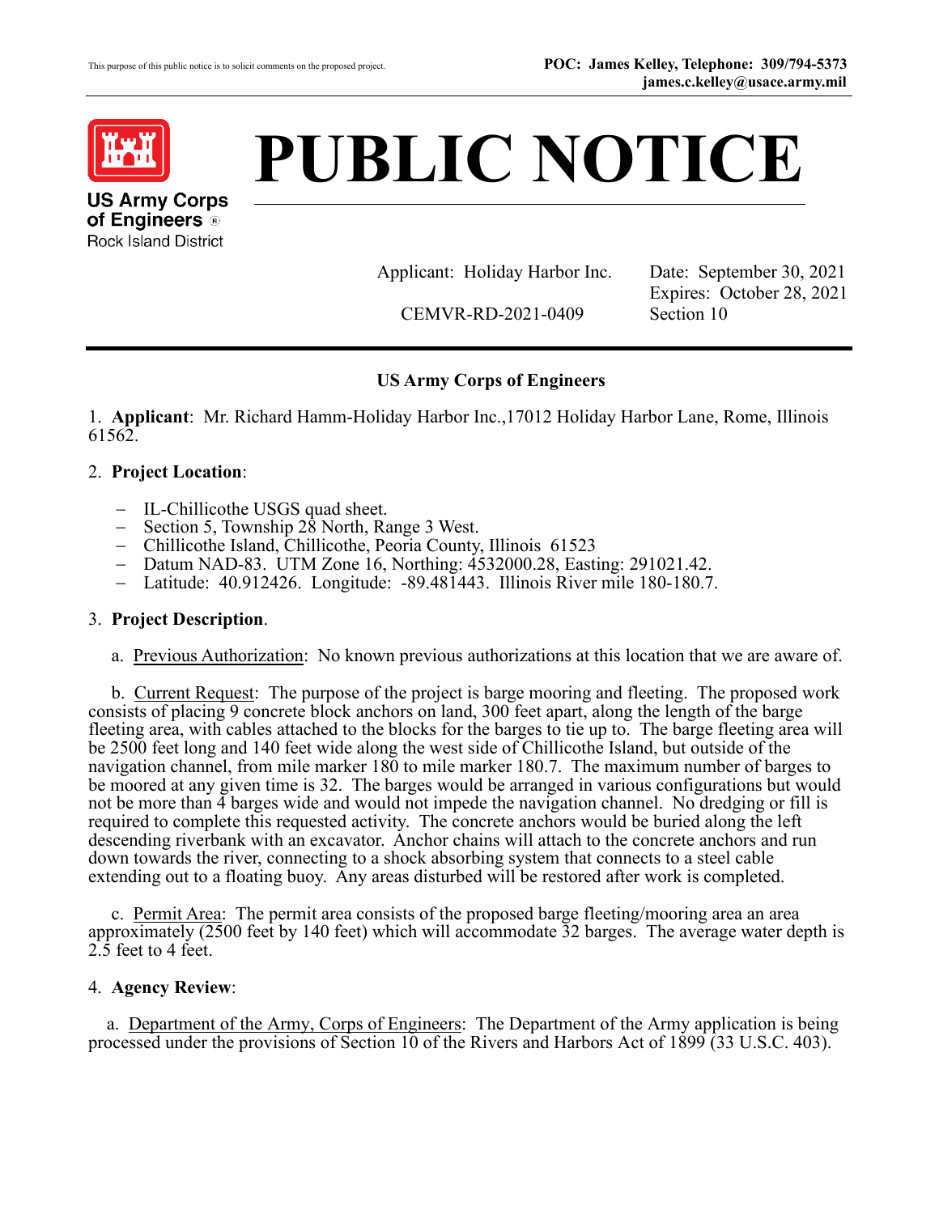This purpose of this public notice is to solicit comments on the proposed project.

**POC: James Kelley, Telephone: 309/794-5373**
**james.c.kelley@usace.army.mil**

US Army Corps of Engineers®
Rock Island District

# PUBLIC NOTICE

Applicant: Holiday Harbor Inc.

CEMVR-RD-2021-0409

Date: September 30, 2021
Expires: October 28, 2021
Section 10

**US Army Corps of Engineers**

1. **Applicant**: Mr. Richard Hamm-Holiday Harbor Inc.,17012 Holiday Harbor Lane, Rome, Illinois 61562.

2. **Project Location**:

   - IL-Chillicothe USGS quad sheet.
   - Section 5, Township 28 North, Range 3 West.
   - Chillicothe Island, Chillicothe, Peoria County, Illinois 61523
   - Datum NAD-83. UTM Zone 16, Northing: 4532000.28, Easting: 291021.42.
   - Latitude: 40.912426. Longitude: -89.481443. Illinois River mile 180-180.7.

3. **Project Description**.

   a. Previous Authorization: No known previous authorizations at this location that we are aware of.

   b. Current Request: The purpose of the project is barge mooring and fleeting. The proposed work consists of placing 9 concrete block anchors on land, 300 feet apart, along the length of the barge fleeting area, with cables attached to the blocks for the barges to tie up to. The barge fleeting area will be 2500 feet long and 140 feet wide along the west side of Chillicothe Island, but outside of the navigation channel, from mile marker 180 to mile marker 180.7. The maximum number of barges to be moored at any given time is 32. The barges would be arranged in various configurations but would not be more than 4 barges wide and would not impede the navigation channel. No dredging or fill is required to complete this requested activity. The concrete anchors would be buried along the left descending riverbank with an excavator. Anchor chains will attach to the concrete anchors and run down towards the river, connecting to a shock absorbing system that connects to a steel cable extending out to a floating buoy. Any areas disturbed will be restored after work is completed.

   c. Permit Area: The permit area consists of the proposed barge fleeting/mooring area an area approximately (2500 feet by 140 feet) which will accommodate 32 barges. The average water depth is 2.5 feet to 4 feet.

4. **Agency Review**:

   a. Department of the Army, Corps of Engineers: The Department of the Army application is being processed under the provisions of Section 10 of the Rivers and Harbors Act of 1899 (33 U.S.C. 403).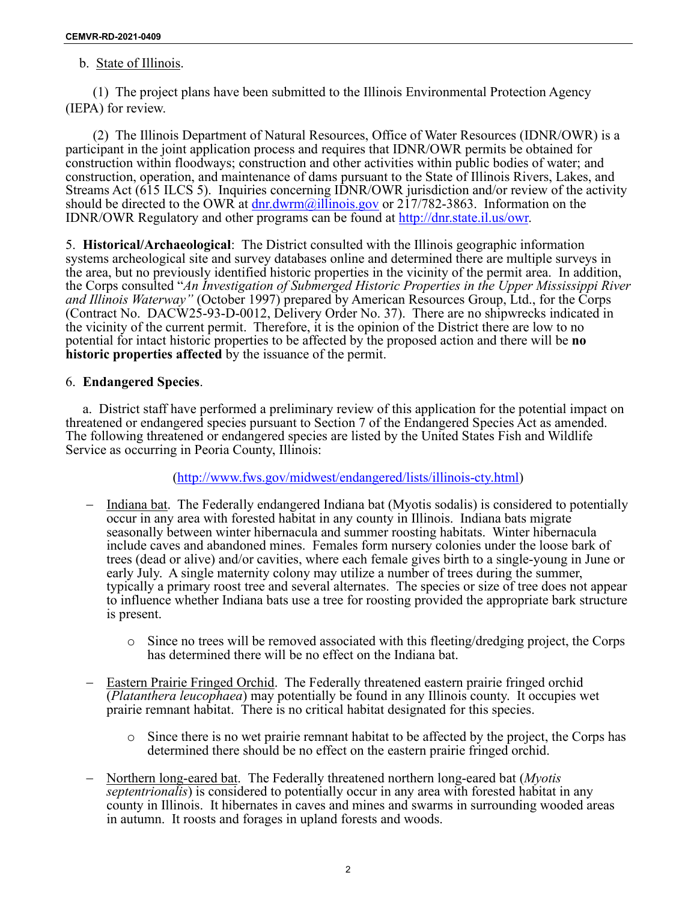b. State of Illinois.

(1) The project plans have been submitted to the Illinois Environmental Protection Agency (IEPA) for review.

(2) The Illinois Department of Natural Resources, Office of Water Resources (IDNR/OWR) is a participant in the joint application process and requires that IDNR/OWR permits be obtained for construction within floodways; construction and other activities within public bodies of water; and construction, operation, and maintenance of dams pursuant to the State of Illinois Rivers, Lakes, and Streams Act (615 ILCS 5). Inquiries concerning IDNR/OWR jurisdiction and/or review of the activity should be directed to the OWR at dnr.dwrm@illinois.gov or 217/782-3863. Information on the IDNR/OWR Regulatory and other programs can be found at http://dnr.state.il.us/owr.

5. **Historical/Archaeological**: The District consulted with the Illinois geographic information systems archeological site and survey databases online and determined there are multiple surveys in the area, but no previously identified historic properties in the vicinity of the permit area. In addition, the Corps consulted "*An Investigation of Submerged Historic Properties in the Upper Mississippi River and Illinois Waterway"* (October 1997) prepared by American Resources Group, Ltd., for the Corps (Contract No. DACW25-93-D-0012, Delivery Order No. 37). There are no shipwrecks indicated in the vicinity of the current permit. Therefore, it is the opinion of the District there are low to no potential for intact historic properties to be affected by the proposed action and there will be **no historic properties affected** by the issuance of the permit.

6. **Endangered Species**.

a. District staff have performed a preliminary review of this application for the potential impact on threatened or endangered species pursuant to Section 7 of the Endangered Species Act as amended. The following threatened or endangered species are listed by the United States Fish and Wildlife Service as occurring in Peoria County, Illinois:

(http://www.fws.gov/midwest/endangered/lists/illinois-cty.html)

- Indiana bat. The Federally endangered Indiana bat (Myotis sodalis) is considered to potentially occur in any area with forested habitat in any county in Illinois. Indiana bats migrate seasonally between winter hibernacula and summer roosting habitats. Winter hibernacula include caves and abandoned mines. Females form nursery colonies under the loose bark of trees (dead or alive) and/or cavities, where each female gives birth to a single-young in June or early July. A single maternity colony may utilize a number of trees during the summer, typically a primary roost tree and several alternates. The species or size of tree does not appear to influence whether Indiana bats use a tree for roosting provided the appropriate bark structure is present.
  - Since no trees will be removed associated with this fleeting/dredging project, the Corps has determined there will be no effect on the Indiana bat.
- Eastern Prairie Fringed Orchid. The Federally threatened eastern prairie fringed orchid (*Platanthera leucophaea*) may potentially be found in any Illinois county. It occupies wet prairie remnant habitat. There is no critical habitat designated for this species.
  - Since there is no wet prairie remnant habitat to be affected by the project, the Corps has determined there should be no effect on the eastern prairie fringed orchid.
- Northern long-eared bat. The Federally threatened northern long-eared bat (*Myotis septentrionalis*) is considered to potentially occur in any area with forested habitat in any county in Illinois. It hibernates in caves and mines and swarms in surrounding wooded areas in autumn. It roosts and forages in upland forests and woods.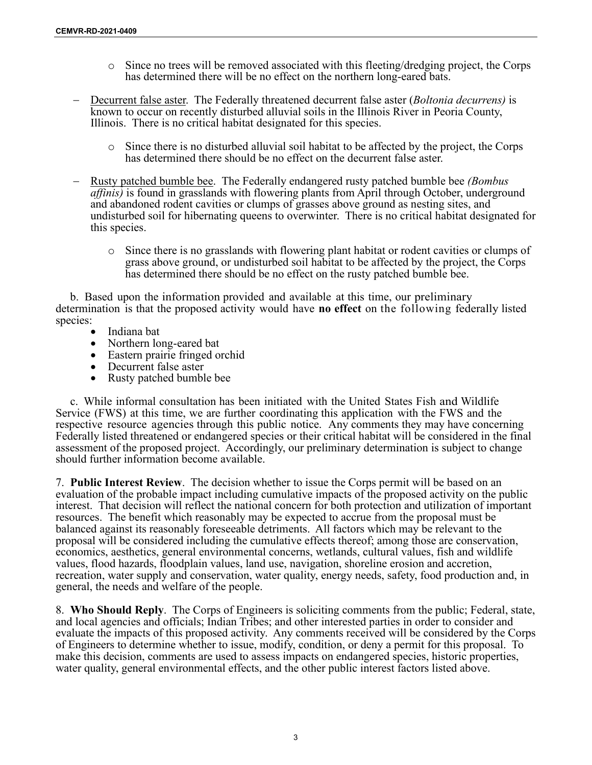- Since no trees will be removed associated with this fleeting/dredging project, the Corps has determined there will be no effect on the northern long-eared bats.

– Decurrent false aster. The Federally threatened decurrent false aster (*Boltonia decurrens)* is known to occur on recently disturbed alluvial soils in the Illinois River in Peoria County, Illinois. There is no critical habitat designated for this species.

  - Since there is no disturbed alluvial soil habitat to be affected by the project, the Corps has determined there should be no effect on the decurrent false aster.

– Rusty patched bumble bee. The Federally endangered rusty patched bumble bee *(Bombus affinis)* is found in grasslands with flowering plants from April through October, underground and abandoned rodent cavities or clumps of grasses above ground as nesting sites, and undisturbed soil for hibernating queens to overwinter. There is no critical habitat designated for this species.

  - Since there is no grasslands with flowering plant habitat or rodent cavities or clumps of grass above ground, or undisturbed soil habitat to be affected by the project, the Corps has determined there should be no effect on the rusty patched bumble bee.

b. Based upon the information provided and available at this time, our preliminary determination is that the proposed activity would have **no effect** on the following federally listed species:

- Indiana bat
- Northern long-eared bat
- Eastern prairie fringed orchid
- Decurrent false aster
- Rusty patched bumble bee

c. While informal consultation has been initiated with the United States Fish and Wildlife Service (FWS) at this time, we are further coordinating this application with the FWS and the respective resource agencies through this public notice. Any comments they may have concerning Federally listed threatened or endangered species or their critical habitat will be considered in the final assessment of the proposed project. Accordingly, our preliminary determination is subject to change should further information become available.

7. **Public Interest Review**. The decision whether to issue the Corps permit will be based on an evaluation of the probable impact including cumulative impacts of the proposed activity on the public interest. That decision will reflect the national concern for both protection and utilization of important resources. The benefit which reasonably may be expected to accrue from the proposal must be balanced against its reasonably foreseeable detriments. All factors which may be relevant to the proposal will be considered including the cumulative effects thereof; among those are conservation, economics, aesthetics, general environmental concerns, wetlands, cultural values, fish and wildlife values, flood hazards, floodplain values, land use, navigation, shoreline erosion and accretion, recreation, water supply and conservation, water quality, energy needs, safety, food production and, in general, the needs and welfare of the people.

8. **Who Should Reply**. The Corps of Engineers is soliciting comments from the public; Federal, state, and local agencies and officials; Indian Tribes; and other interested parties in order to consider and evaluate the impacts of this proposed activity. Any comments received will be considered by the Corps of Engineers to determine whether to issue, modify, condition, or deny a permit for this proposal. To make this decision, comments are used to assess impacts on endangered species, historic properties, water quality, general environmental effects, and the other public interest factors listed above.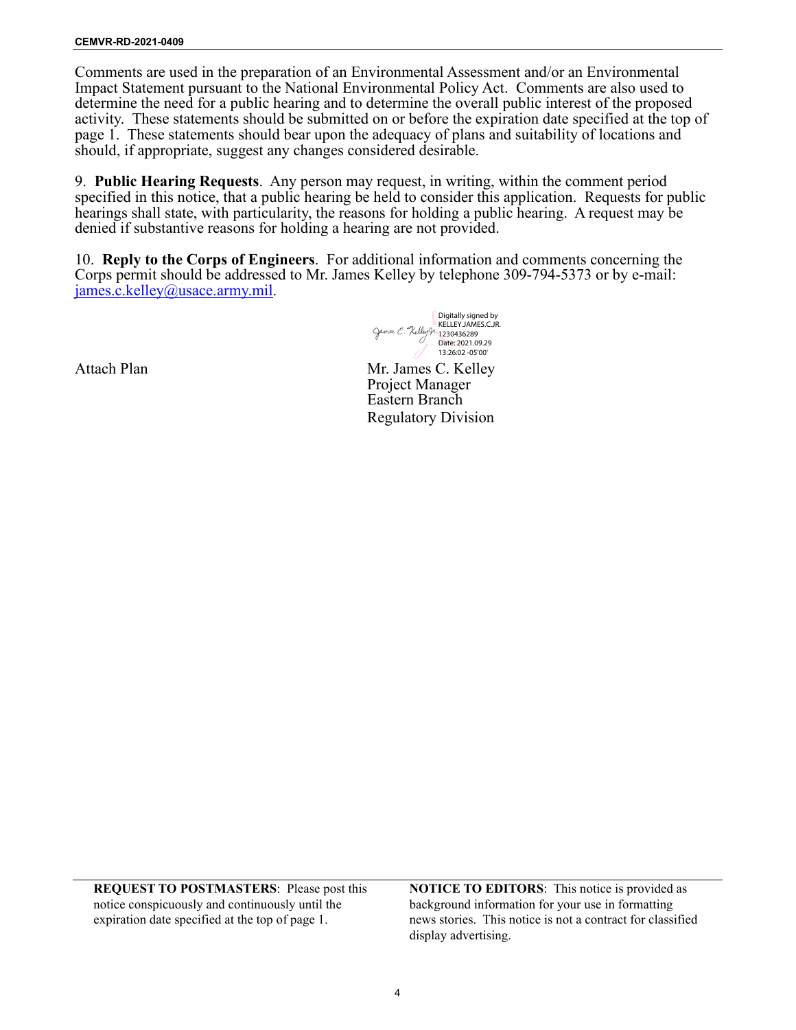Comments are used in the preparation of an Environmental Assessment and/or an Environmental Impact Statement pursuant to the National Environmental Policy Act. Comments are also used to determine the need for a public hearing and to determine the overall public interest of the proposed activity. These statements should be submitted on or before the expiration date specified at the top of page 1. These statements should bear upon the adequacy of plans and suitability of locations and should, if appropriate, suggest any changes considered desirable.

9. **Public Hearing Requests**. Any person may request, in writing, within the comment period specified in this notice, that a public hearing be held to consider this application. Requests for public hearings shall state, with particularity, the reasons for holding a public hearing. A request may be denied if substantive reasons for holding a hearing are not provided.

10. **Reply to the Corps of Engineers**. For additional information and comments concerning the Corps permit should be addressed to Mr. James Kelley by telephone 309-794-5373 or by e-mail: james.c.kelley@usace.army.mil.

Digitally signed by KELLEY.JAMES.C.JR.1230436289
Date: 2021.09.29 13:26:02 -05'00'

Attach Plan

Mr. James C. Kelley
Project Manager
Eastern Branch
Regulatory Division

**REQUEST TO POSTMASTERS**: Please post this notice conspicuously and continuously until the expiration date specified at the top of page 1.

**NOTICE TO EDITORS**: This notice is provided as background information for your use in formatting news stories. This notice is not a contract for classified display advertising.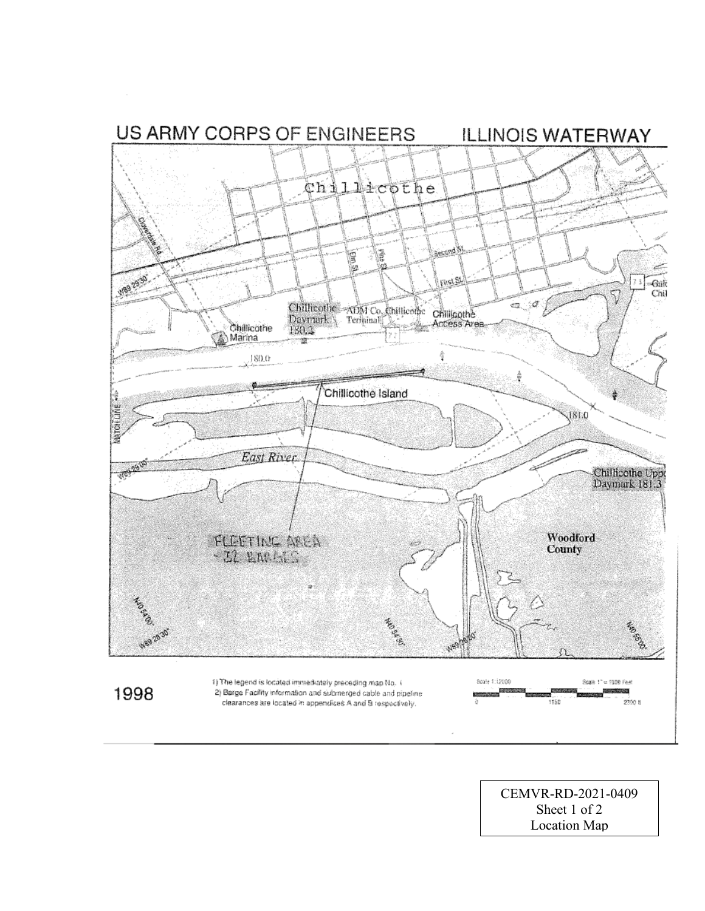US ARMY CORPS OF ENGINEERS ILLINOIS WATERWAY

Chillicothe

Clowerdale Rd

Elm St

Pine St

Second St

First St

W89 29'30"

Chillicothe Daymark 180.2

ADM Co. Chillicothe Terminal

Chillicothe Access Area

Chillicothe Marina

180.0

Chillicothe Island

181.0

MATCH LINE

W89 29'00"

East River

Chillicothe Upper Daymark 181.3

FLEETING AREA ~32 BARGES

Woodford County

N40 54'00"

W89 28'30"

N40 54'30"

W89 28'00"

N40 55'00"

1998

1) The legend is located immediately preceding map No. 1
2) Barge Facility information and submerged cable and pipeline clearances are located in appendices A and B respectively.

Scale 1:12000 Scale 1" = 1000 Feet

0 1150 2300 ft

CEMVR-RD-2021-0409
Sheet 1 of 2
Location Map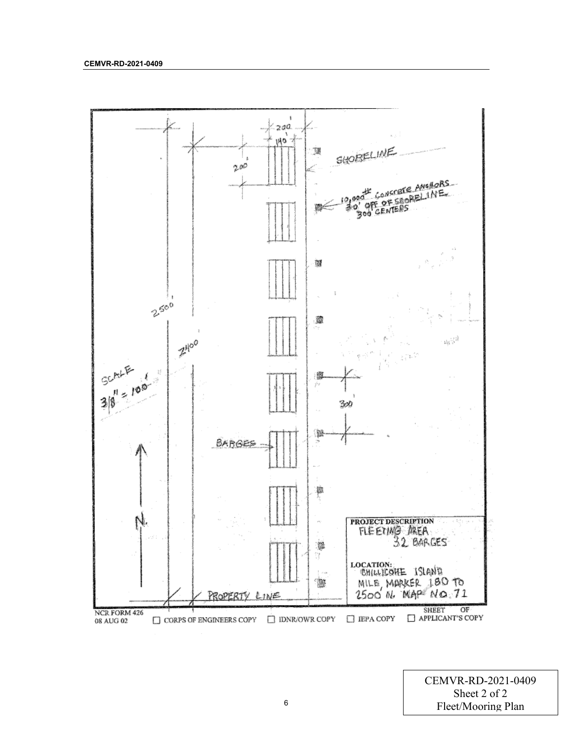200'

140'

200'

SHORELINE

10,000# Concrete ANCHORS 30' OFF OF SHORELINE 300 CENTERS

2500'

2400'

SCALE 3/8" = 100'

300'

BARGES

N.

PROPERTY LINE

**PROJECT DESCRIPTION**
FLEETING AREA
32 BARGES

**LOCATION:**
CHILLICOHE ISLAND
MILE MARKER 180 TO
2500' N. MAP NO. 71

NCR FORM 426
08 AUG 02

☐ CORPS OF ENGINEERS COPY ☐ IDNR/OWR COPY ☐ IEPA COPY ☐ APPLICANT'S COPY

SHEET OF

CEMVR-RD-2021-0409
Sheet 2 of 2
Fleet/Mooring Plan